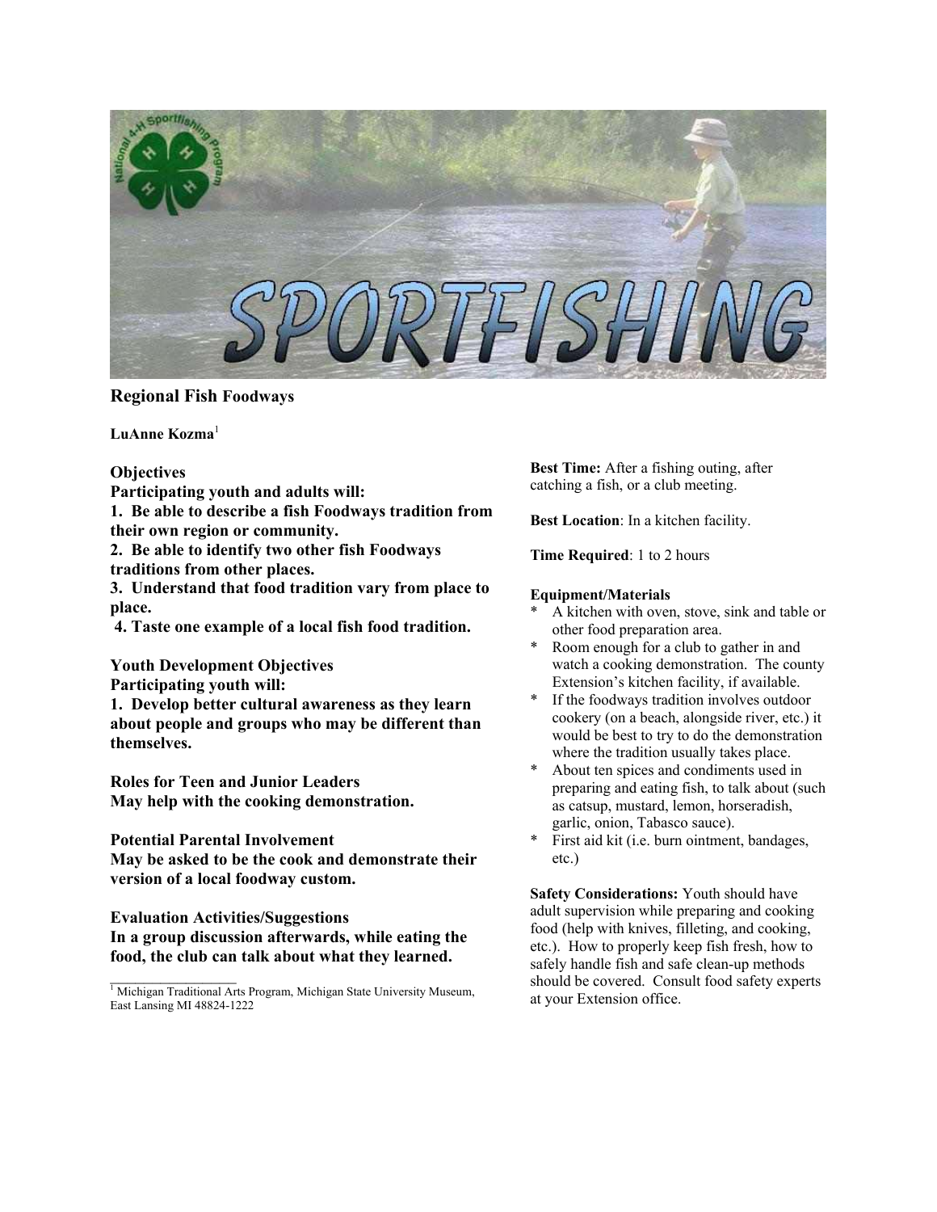## Regional Fish Foodways

**LuAnne Kozma**[1]

**Objectives**

**Participating youth and adults will:**

**1. Be able to describe a fish Foodways tradition from their own region or community.**

**2. Be able to identify two other fish Foodways traditions from other places.**

**3. Understand that food tradition vary from place to place.**

**4. Taste one example of a local fish food tradition.**

**Youth Development Objectives**

**Participating youth will:**

**1. Develop better cultural awareness as they learn about people and groups who may be different than themselves.**

**Roles for Teen and Junior Leaders**

**May help with the cooking demonstration.**

**Potential Parental Involvement**

**May be asked to be the cook and demonstrate their version of a local foodway custom.**

**Evaluation Activities/Suggestions**

**In a group discussion afterwards, while eating the food, the club can talk about what they learned.**

[1] Michigan Traditional Arts Program, Michigan State University Museum, East Lansing MI 48824-1222

**Best Time:** After a fishing outing, after catching a fish, or a club meeting.

**Best Location**: In a kitchen facility.

**Time Required**: 1 to 2 hours

**Equipment/Materials**

* A kitchen with oven, stove, sink and table or other food preparation area.
* Room enough for a club to gather in and watch a cooking demonstration. The county Extension's kitchen facility, if available.
* If the foodways tradition involves outdoor cookery (on a beach, alongside river, etc.) it would be best to try to do the demonstration where the tradition usually takes place.
* About ten spices and condiments used in preparing and eating fish, to talk about (such as catsup, mustard, lemon, horseradish, garlic, onion, Tabasco sauce).
* First aid kit (i.e. burn ointment, bandages, etc.)

**Safety Considerations:** Youth should have adult supervision while preparing and cooking food (help with knives, filleting, and cooking, etc.). How to properly keep fish fresh, how to safely handle fish and safe clean-up methods should be covered. Consult food safety experts at your Extension office.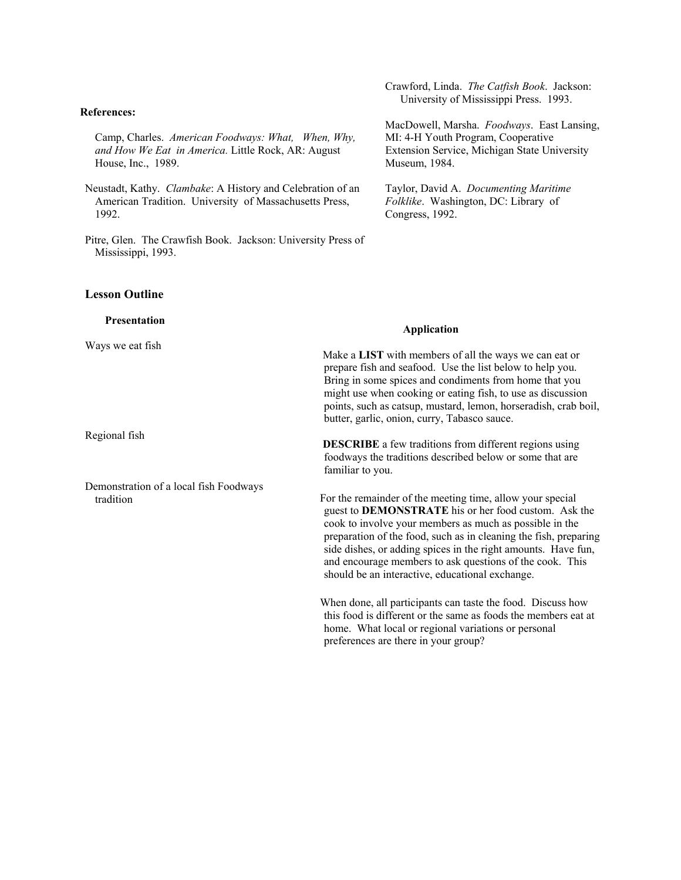**References:**

Camp, Charles. *American Foodways: What, When, Why, and How We Eat in America.* Little Rock, AR: August House, Inc., 1989.

Neustadt, Kathy. *Clambake*: A History and Celebration of an American Tradition. University of Massachusetts Press, 1992.

Pitre, Glen. The Crawfish Book. Jackson: University Press of Mississippi, 1993.

Crawford, Linda. *The Catfish Book*. Jackson: University of Mississippi Press. 1993.

MacDowell, Marsha. *Foodways*. East Lansing, MI: 4-H Youth Program, Cooperative Extension Service, Michigan State University Museum, 1984.

Taylor, David A. *Documenting Maritime Folklike*. Washington, DC: Library of Congress, 1992.

## Lesson Outline

| Presentation | Application |
| --- | --- |
| Ways we eat fish | Make a **LIST** with members of all the ways we can eat or prepare fish and seafood. Use the list below to help you. Bring in some spices and condiments from home that you might use when cooking or eating fish, to use as discussion points, such as catsup, mustard, lemon, horseradish, crab boil, butter, garlic, onion, curry, Tabasco sauce. |
| Regional fish | **DESCRIBE** a few traditions from different regions using foodways the traditions described below or some that are familiar to you. |
| Demonstration of a local fish Foodways tradition | For the remainder of the meeting time, allow your special guest to **DEMONSTRATE** his or her food custom. Ask the cook to involve your members as much as possible in the preparation of the food, such as in cleaning the fish, preparing side dishes, or adding spices in the right amounts. Have fun, and encourage members to ask questions of the cook. This should be an interactive, educational exchange.<br><br>When done, all participants can taste the food. Discuss how this food is different or the same as foods the members eat at home. What local or regional variations or personal preferences are there in your group? |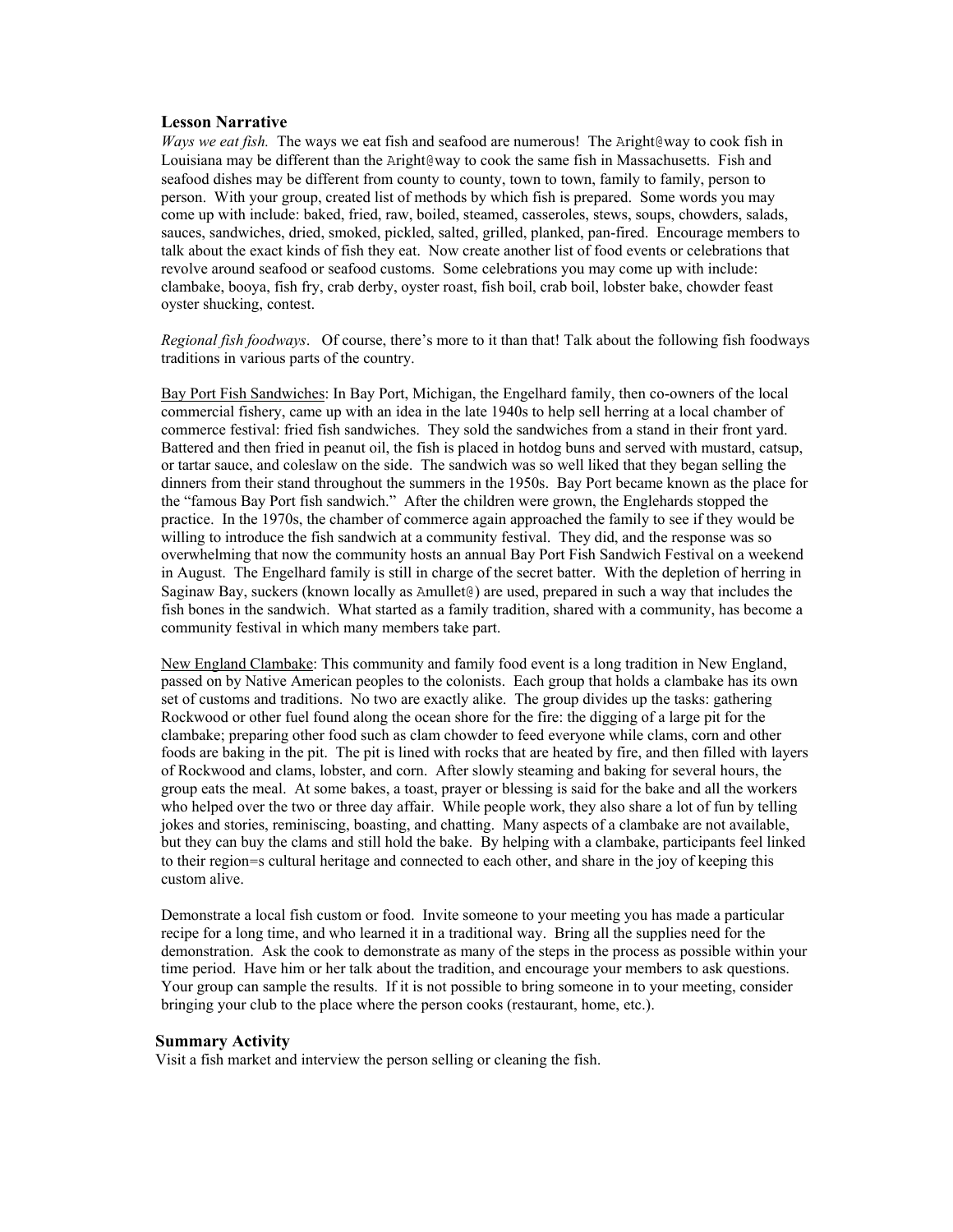**Lesson Narrative**

*Ways we eat fish.* The ways we eat fish and seafood are numerous! The Aright@way to cook fish in Louisiana may be different than the Aright@way to cook the same fish in Massachusetts. Fish and seafood dishes may be different from county to county, town to town, family to family, person to person. With your group, created list of methods by which fish is prepared. Some words you may come up with include: baked, fried, raw, boiled, steamed, casseroles, stews, soups, chowders, salads, sauces, sandwiches, dried, smoked, pickled, salted, grilled, planked, pan-fired. Encourage members to talk about the exact kinds of fish they eat. Now create another list of food events or celebrations that revolve around seafood or seafood customs. Some celebrations you may come up with include: clambake, booya, fish fry, crab derby, oyster roast, fish boil, crab boil, lobster bake, chowder feast oyster shucking, contest.

*Regional fish foodways*. Of course, there's more to it than that! Talk about the following fish foodways traditions in various parts of the country.

<u>Bay Port Fish Sandwiches</u>: In Bay Port, Michigan, the Engelhard family, then co-owners of the local commercial fishery, came up with an idea in the late 1940s to help sell herring at a local chamber of commerce festival: fried fish sandwiches. They sold the sandwiches from a stand in their front yard. Battered and then fried in peanut oil, the fish is placed in hotdog buns and served with mustard, catsup, or tartar sauce, and coleslaw on the side. The sandwich was so well liked that they began selling the dinners from their stand throughout the summers in the 1950s. Bay Port became known as the place for the "famous Bay Port fish sandwich." After the children were grown, the Englehards stopped the practice. In the 1970s, the chamber of commerce again approached the family to see if they would be willing to introduce the fish sandwich at a community festival. They did, and the response was so overwhelming that now the community hosts an annual Bay Port Fish Sandwich Festival on a weekend in August. The Engelhard family is still in charge of the secret batter. With the depletion of herring in Saginaw Bay, suckers (known locally as Amullet@) are used, prepared in such a way that includes the fish bones in the sandwich. What started as a family tradition, shared with a community, has become a community festival in which many members take part.

<u>New England Clambake</u>: This community and family food event is a long tradition in New England, passed on by Native American peoples to the colonists. Each group that holds a clambake has its own set of customs and traditions. No two are exactly alike. The group divides up the tasks: gathering Rockwood or other fuel found along the ocean shore for the fire: the digging of a large pit for the clambake; preparing other food such as clam chowder to feed everyone while clams, corn and other foods are baking in the pit. The pit is lined with rocks that are heated by fire, and then filled with layers of Rockwood and clams, lobster, and corn. After slowly steaming and baking for several hours, the group eats the meal. At some bakes, a toast, prayer or blessing is said for the bake and all the workers who helped over the two or three day affair. While people work, they also share a lot of fun by telling jokes and stories, reminiscing, boasting, and chatting. Many aspects of a clambake are not available, but they can buy the clams and still hold the bake. By helping with a clambake, participants feel linked to their region=s cultural heritage and connected to each other, and share in the joy of keeping this custom alive.

Demonstrate a local fish custom or food. Invite someone to your meeting you has made a particular recipe for a long time, and who learned it in a traditional way. Bring all the supplies need for the demonstration. Ask the cook to demonstrate as many of the steps in the process as possible within your time period. Have him or her talk about the tradition, and encourage your members to ask questions. Your group can sample the results. If it is not possible to bring someone in to your meeting, consider bringing your club to the place where the person cooks (restaurant, home, etc.).

**Summary Activity**

Visit a fish market and interview the person selling or cleaning the fish.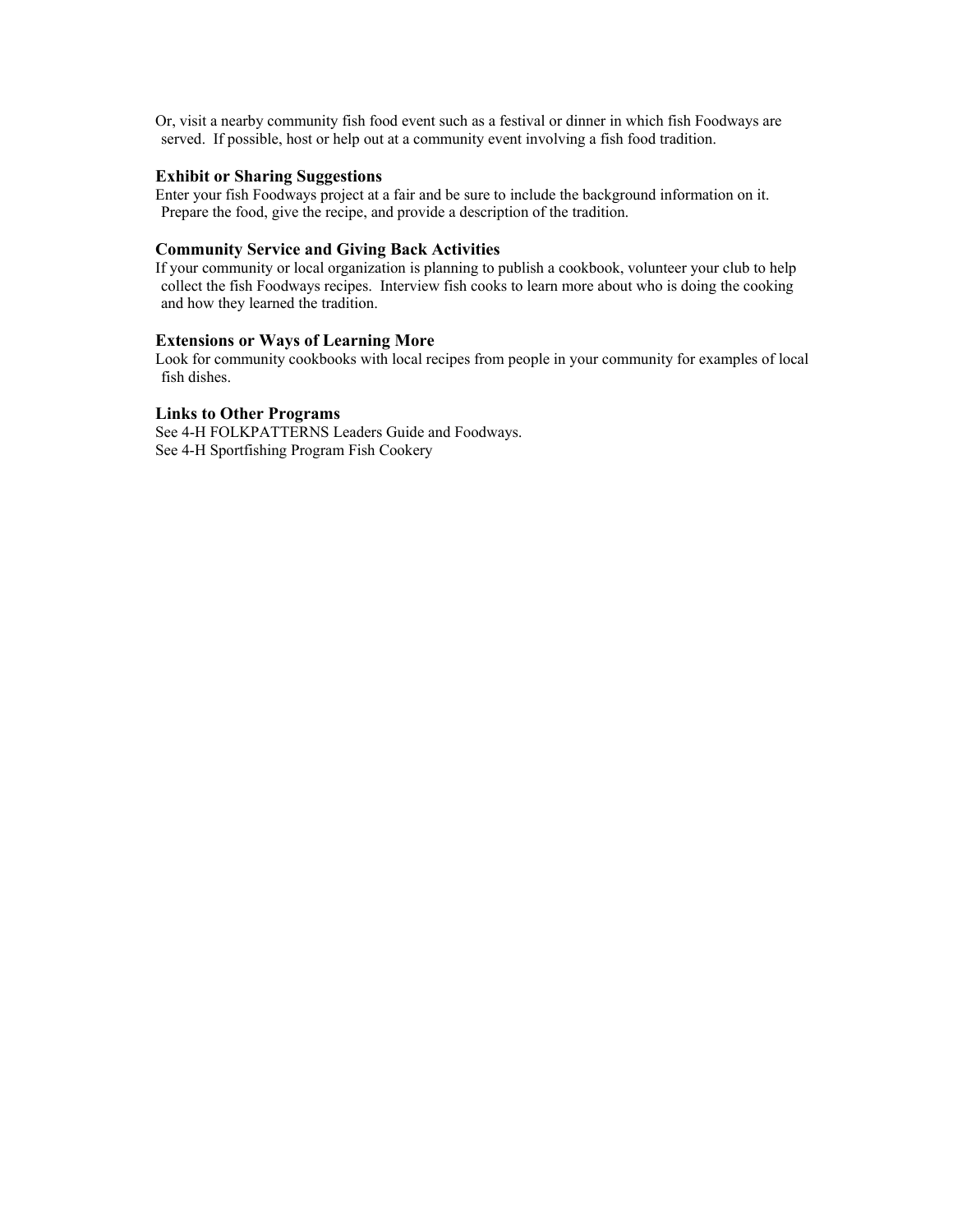Or, visit a nearby community fish food event such as a festival or dinner in which fish Foodways are served. If possible, host or help out at a community event involving a fish food tradition.

### Exhibit or Sharing Suggestions

Enter your fish Foodways project at a fair and be sure to include the background information on it. Prepare the food, give the recipe, and provide a description of the tradition.

### Community Service and Giving Back Activities

If your community or local organization is planning to publish a cookbook, volunteer your club to help collect the fish Foodways recipes. Interview fish cooks to learn more about who is doing the cooking and how they learned the tradition.

### Extensions or Ways of Learning More

Look for community cookbooks with local recipes from people in your community for examples of local fish dishes.

### Links to Other Programs

See 4-H FOLKPATTERNS Leaders Guide and Foodways.
See 4-H Sportfishing Program Fish Cookery